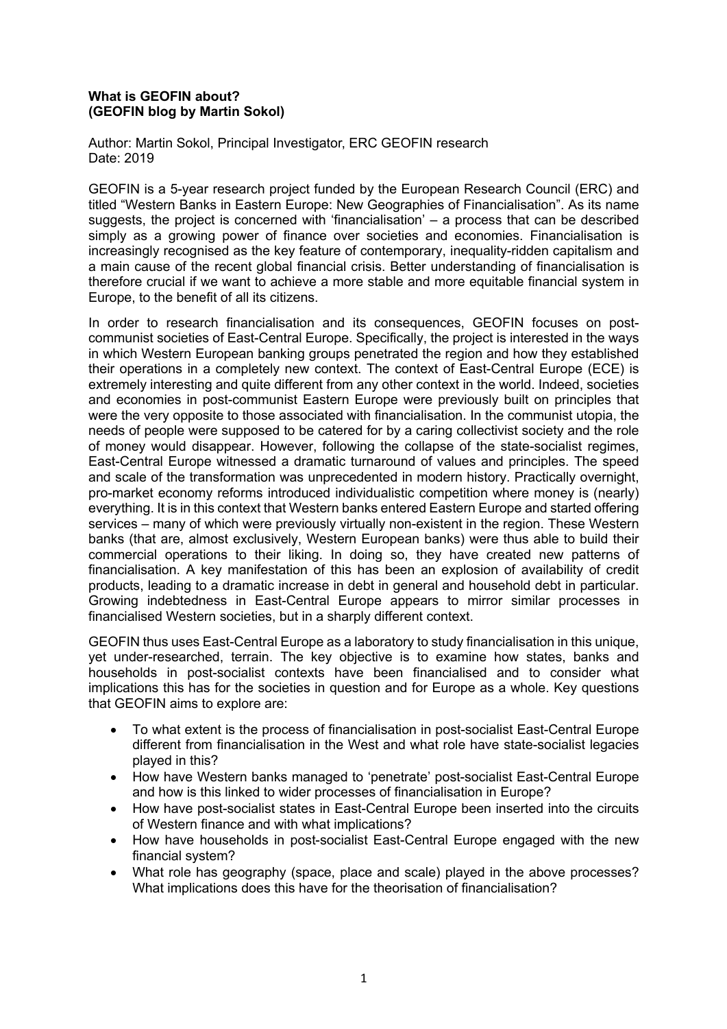**What is GEOFIN about?**
**(GEOFIN blog by Martin Sokol)**

Author: Martin Sokol, Principal Investigator, ERC GEOFIN research
Date: 2019

GEOFIN is a 5-year research project funded by the European Research Council (ERC) and titled "Western Banks in Eastern Europe: New Geographies of Financialisation". As its name suggests, the project is concerned with 'financialisation' – a process that can be described simply as a growing power of finance over societies and economies. Financialisation is increasingly recognised as the key feature of contemporary, inequality-ridden capitalism and a main cause of the recent global financial crisis. Better understanding of financialisation is therefore crucial if we want to achieve a more stable and more equitable financial system in Europe, to the benefit of all its citizens.

In order to research financialisation and its consequences, GEOFIN focuses on post-communist societies of East-Central Europe. Specifically, the project is interested in the ways in which Western European banking groups penetrated the region and how they established their operations in a completely new context. The context of East-Central Europe (ECE) is extremely interesting and quite different from any other context in the world. Indeed, societies and economies in post-communist Eastern Europe were previously built on principles that were the very opposite to those associated with financialisation. In the communist utopia, the needs of people were supposed to be catered for by a caring collectivist society and the role of money would disappear. However, following the collapse of the state-socialist regimes, East-Central Europe witnessed a dramatic turnaround of values and principles. The speed and scale of the transformation was unprecedented in modern history. Practically overnight, pro-market economy reforms introduced individualistic competition where money is (nearly) everything. It is in this context that Western banks entered Eastern Europe and started offering services – many of which were previously virtually non-existent in the region. These Western banks (that are, almost exclusively, Western European banks) were thus able to build their commercial operations to their liking. In doing so, they have created new patterns of financialisation. A key manifestation of this has been an explosion of availability of credit products, leading to a dramatic increase in debt in general and household debt in particular. Growing indebtedness in East-Central Europe appears to mirror similar processes in financialised Western societies, but in a sharply different context.

GEOFIN thus uses East-Central Europe as a laboratory to study financialisation in this unique, yet under-researched, terrain. The key objective is to examine how states, banks and households in post-socialist contexts have been financialised and to consider what implications this has for the societies in question and for Europe as a whole. Key questions that GEOFIN aims to explore are:

- To what extent is the process of financialisation in post-socialist East-Central Europe different from financialisation in the West and what role have state-socialist legacies played in this?
- How have Western banks managed to 'penetrate' post-socialist East-Central Europe and how is this linked to wider processes of financialisation in Europe?
- How have post-socialist states in East-Central Europe been inserted into the circuits of Western finance and with what implications?
- How have households in post-socialist East-Central Europe engaged with the new financial system?
- What role has geography (space, place and scale) played in the above processes? What implications does this have for the theorisation of financialisation?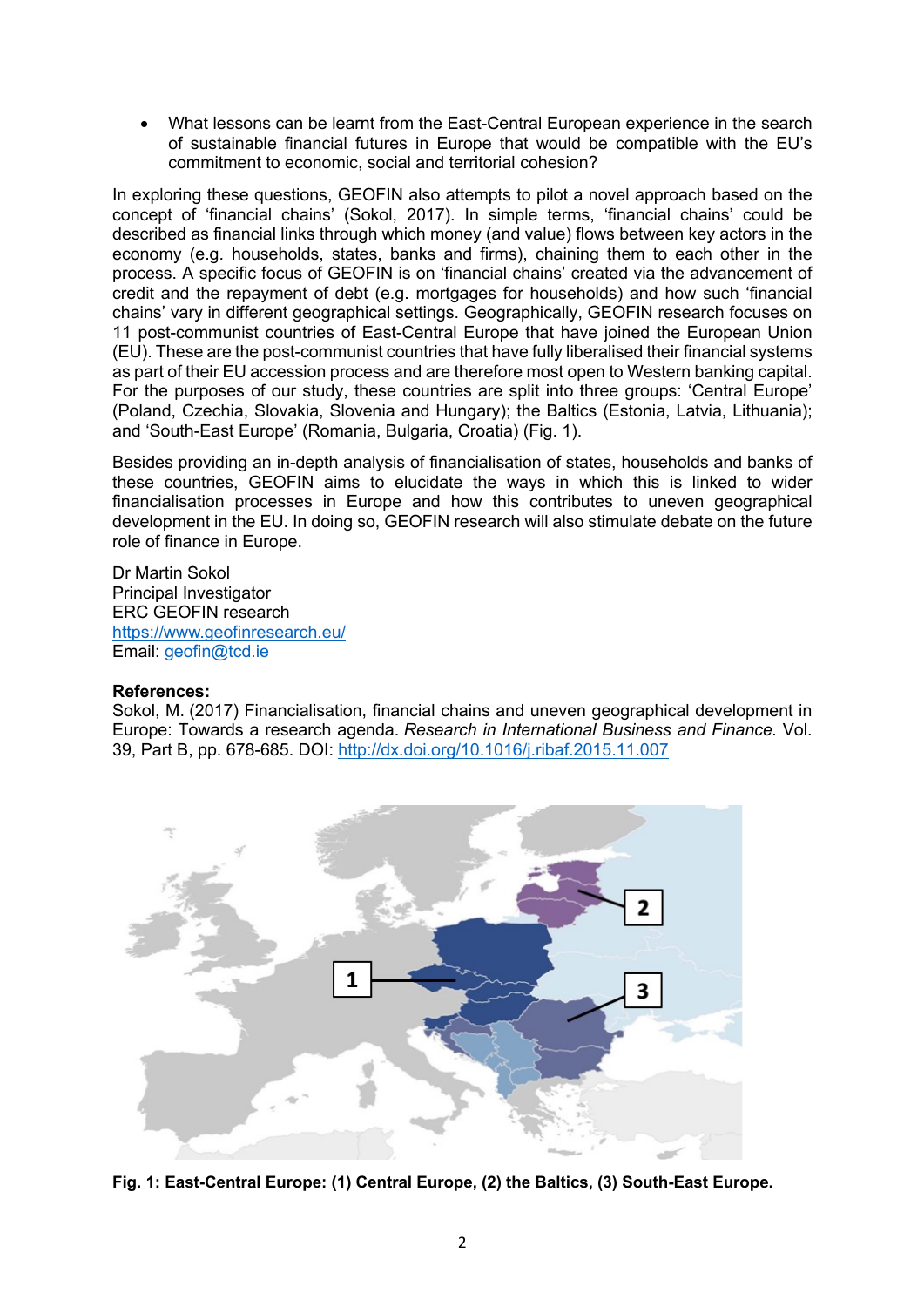- What lessons can be learnt from the East-Central European experience in the search of sustainable financial futures in Europe that would be compatible with the EU's commitment to economic, social and territorial cohesion?

In exploring these questions, GEOFIN also attempts to pilot a novel approach based on the concept of 'financial chains' (Sokol, 2017). In simple terms, 'financial chains' could be described as financial links through which money (and value) flows between key actors in the economy (e.g. households, states, banks and firms), chaining them to each other in the process. A specific focus of GEOFIN is on 'financial chains' created via the advancement of credit and the repayment of debt (e.g. mortgages for households) and how such 'financial chains' vary in different geographical settings. Geographically, GEOFIN research focuses on 11 post-communist countries of East-Central Europe that have joined the European Union (EU). These are the post-communist countries that have fully liberalised their financial systems as part of their EU accession process and are therefore most open to Western banking capital. For the purposes of our study, these countries are split into three groups: 'Central Europe' (Poland, Czechia, Slovakia, Slovenia and Hungary); the Baltics (Estonia, Latvia, Lithuania); and 'South-East Europe' (Romania, Bulgaria, Croatia) (Fig. 1).

Besides providing an in-depth analysis of financialisation of states, households and banks of these countries, GEOFIN aims to elucidate the ways in which this is linked to wider financialisation processes in Europe and how this contributes to uneven geographical development in the EU. In doing so, GEOFIN research will also stimulate debate on the future role of finance in Europe.

Dr Martin Sokol  
Principal Investigator  
ERC GEOFIN research  
https://www.geofinresearch.eu/  
Email: geofin@tcd.ie

**References:**  
Sokol, M. (2017) Financialisation, financial chains and uneven geographical development in Europe: Towards a research agenda. *Research in International Business and Finance.* Vol. 39, Part B, pp. 678-685. DOI: http://dx.doi.org/10.1016/j.ribaf.2015.11.007

1

2

3

**Fig. 1: East-Central Europe: (1) Central Europe, (2) the Baltics, (3) South-East Europe.**